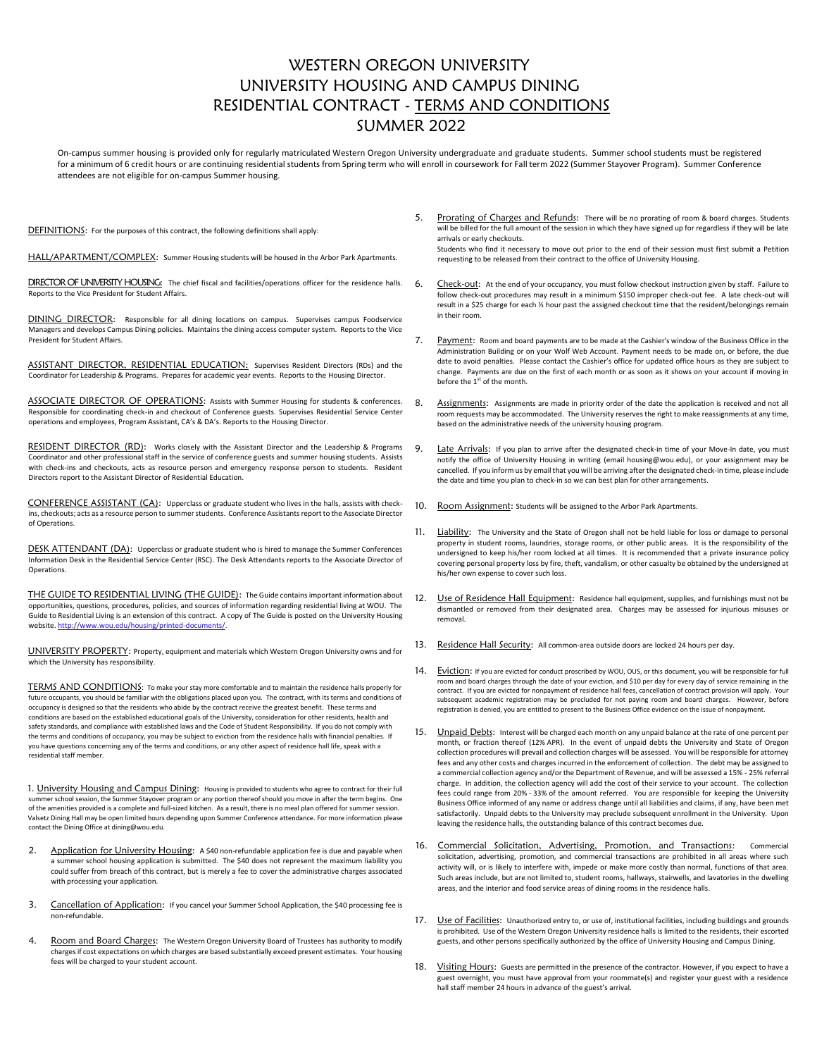# WESTERN OREGON UNIVERSITY
# UNIVERSITY HOUSING AND CAMPUS DINING
# RESIDENTIAL CONTRACT - TERMS AND CONDITIONS
# SUMMER 2022

On-campus summer housing is provided only for regularly matriculated Western Oregon University undergraduate and graduate students. Summer school students must be registered for a minimum of 6 credit hours or are continuing residential students from Spring term who will enroll in coursework for Fall term 2022 (Summer Stayover Program). Summer Conference attendees are not eligible for on-campus Summer housing.

DEFINITIONS: For the purposes of this contract, the following definitions shall apply:

HALL/APARTMENT/COMPLEX: Summer Housing students will be housed in the Arbor Park Apartments.

DIRECTOR OF UNIVERSITY HOUSING: The chief fiscal and facilities/operations officer for the residence halls. Reports to the Vice President for Student Affairs.

DINING DIRECTOR: Responsible for all dining locations on campus. Supervises campus Foodservice Managers and develops Campus Dining policies. Maintains the dining access computer system. Reports to the Vice President for Student Affairs.

ASSISTANT DIRECTOR, RESIDENTIAL EDUCATION: Supervises Resident Directors (RDs) and the Coordinator for Leadership & Programs. Prepares for academic year events. Reports to the Housing Director.

ASSOCIATE DIRECTOR OF OPERATIONS: Assists with Summer Housing for students & conferences. Responsible for coordinating check-in and checkout of Conference guests. Supervises Residential Service Center operations and employees, Program Assistant, CA's & DA's. Reports to the Housing Director.

RESIDENT DIRECTOR (RD): Works closely with the Assistant Director and the Leadership & Programs Coordinator and other professional staff in the service of conference guests and summer housing students. Assists with check-ins and checkouts, acts as resource person and emergency response person to students. Resident Directors report to the Assistant Director of Residential Education.

CONFERENCE ASSISTANT (CA): Upperclass or graduate student who lives in the halls, assists with check-ins, checkouts; acts as a resource person to summer students. Conference Assistants report to the Associate Director of Operations.

DESK ATTENDANT (DA): Upperclass or graduate student who is hired to manage the Summer Conferences Information Desk in the Residential Service Center (RSC). The Desk Attendants reports to the Associate Director of Operations.

THE GUIDE TO RESIDENTIAL LIVING (THE GUIDE): The Guide contains important information about opportunities, questions, procedures, policies, and sources of information regarding residential living at WOU. The Guide to Residential Living is an extension of this contract. A copy of The Guide is posted on the University Housing website. http://www.wou.edu/housing/printed-documents/.

UNIVERSITY PROPERTY: Property, equipment and materials which Western Oregon University owns and for which the University has responsibility.

TERMS AND CONDITIONS: To make your stay more comfortable and to maintain the residence halls properly for future occupants, you should be familiar with the obligations placed upon you. The contract, with its terms and conditions of occupancy is designed so that the residents who abide by the contract receive the greatest benefit. These terms and conditions are based on the established educational goals of the University, consideration for other residents, health and safety standards, and compliance with established laws and the Code of Student Responsibility. If you do not comply with the terms and conditions of occupancy, you may be subject to eviction from the residence halls with financial penalties. If you have questions concerning any of the terms and conditions, or any other aspect of residence hall life, speak with a residential staff member.

1. University Housing and Campus Dining: Housing is provided to students who agree to contract for their full summer school session, the Summer Stayover program or any portion thereof should you move in after the term begins. One of the amenities provided is a complete and full-sized kitchen. As a result, there is no meal plan offered for summer session. Valsetz Dining Hall may be open limited hours depending upon Summer Conference attendance. For more information please contact the Dining Office at dining@wou.edu.

2. Application for University Housing: A $40 non-refundable application fee is due and payable when a summer school housing application is submitted. The $40 does not represent the maximum liability you could suffer from breach of this contract, but is merely a fee to cover the administrative charges associated with processing your application.

3. Cancellation of Application: If you cancel your Summer School Application, the $40 processing fee is non-refundable.

4. Room and Board Charges: The Western Oregon University Board of Trustees has authority to modify charges if cost expectations on which charges are based substantially exceed present estimates. Your housing fees will be charged to your student account.

5. Prorating of Charges and Refunds: There will be no prorating of room & board charges. Students will be billed for the full amount of the session in which they have signed up for regardless if they will be late arrivals or early checkouts.

   Students who find it necessary to move out prior to the end of their session must first submit a Petition requesting to be released from their contract to the office of University Housing.

6. Check-out: At the end of your occupancy, you must follow checkout instruction given by staff. Failure to follow check-out procedures may result in a minimum $150 improper check-out fee. A late check-out will result in a $25 charge for each ½ hour past the assigned checkout time that the resident/belongings remain in their room.

7. Payment: Room and board payments are to be made at the Cashier's window of the Business Office in the Administration Building or on your Wolf Web Account. Payment needs to be made on, or before, the due date to avoid penalties. Please contact the Cashier's office for updated office hours as they are subject to change. Payments are due on the first of each month or as soon as it shows on your account if moving in before the 1st of the month.

8. Assignments: Assignments are made in priority order of the date the application is received and not all room requests may be accommodated. The University reserves the right to make reassignments at any time, based on the administrative needs of the university housing program.

9. Late Arrivals: If you plan to arrive after the designated check-in time of your Move-In date, you must notify the office of University Housing in writing (email housing@wou.edu), or your assignment may be cancelled. If you inform us by email that you will be arriving after the designated check-in time, please include the date and time you plan to check-in so we can best plan for other arrangements.

10. Room Assignment: Students will be assigned to the Arbor Park Apartments.

11. Liability: The University and the State of Oregon shall not be held liable for loss or damage to personal property in student rooms, laundries, storage rooms, or other public areas. It is the responsibility of the undersigned to keep his/her room locked at all times. It is recommended that a private insurance policy covering personal property loss by fire, theft, vandalism, or other casualty be obtained by the undersigned at his/her own expense to cover such loss.

12. Use of Residence Hall Equipment: Residence hall equipment, supplies, and furnishings must not be dismantled or removed from their designated area. Charges may be assessed for injurious misuses or removal.

13. Residence Hall Security: All common-area outside doors are locked 24 hours per day.

14. Eviction: If you are evicted for conduct proscribed by WOU, OUS, or this document, you will be responsible for full room and board charges through the date of your eviction, and $10 per day for every day of service remaining in the contract. If you are evicted for nonpayment of residence hall fees, cancellation of contract provision will apply. Your subsequent academic registration may be precluded for not paying room and board charges. However, before registration is denied, you are entitled to present to the Business Office evidence on the issue of nonpayment.

15. Unpaid Debts: Interest will be charged each month on any unpaid balance at the rate of one percent per month, or fraction thereof (12% APR). In the event of unpaid debts the University and State of Oregon collection procedures will prevail and collection charges will be assessed. You will be responsible for attorney fees and any other costs and charges incurred in the enforcement of collection. The debt may be assigned to a commercial collection agency and/or the Department of Revenue, and will be assessed a 15% - 25% referral charge. In addition, the collection agency will add the cost of their service to your account. The collection fees could range from 20% - 33% of the amount referred. You are responsible for keeping the University Business Office informed of any name or address change until all liabilities and claims, if any, have been met satisfactorily. Unpaid debts to the University may preclude subsequent enrollment in the University. Upon leaving the residence halls, the outstanding balance of this contract becomes due.

16. Commercial Solicitation, Advertising, Promotion, and Transactions: Commercial solicitation, advertising, promotion, and commercial transactions are prohibited in all areas where such activity will, or is likely to interfere with, impede or make more costly than normal, functions of that area. Such areas include, but are not limited to, student rooms, hallways, stairwells, and lavatories in the dwelling areas, and the interior and food service areas of dining rooms in the residence halls.

17. Use of Facilities: Unauthorized entry to, or use of, institutional facilities, including buildings and grounds is prohibited. Use of the Western Oregon University residence halls is limited to the residents, their escorted guests, and other persons specifically authorized by the office of University Housing and Campus Dining.

18. Visiting Hours: Guests are permitted in the presence of the contractor. However, if you expect to have a guest overnight, you must have approval from your roommate(s) and register your guest with a residence hall staff member 24 hours in advance of the guest's arrival.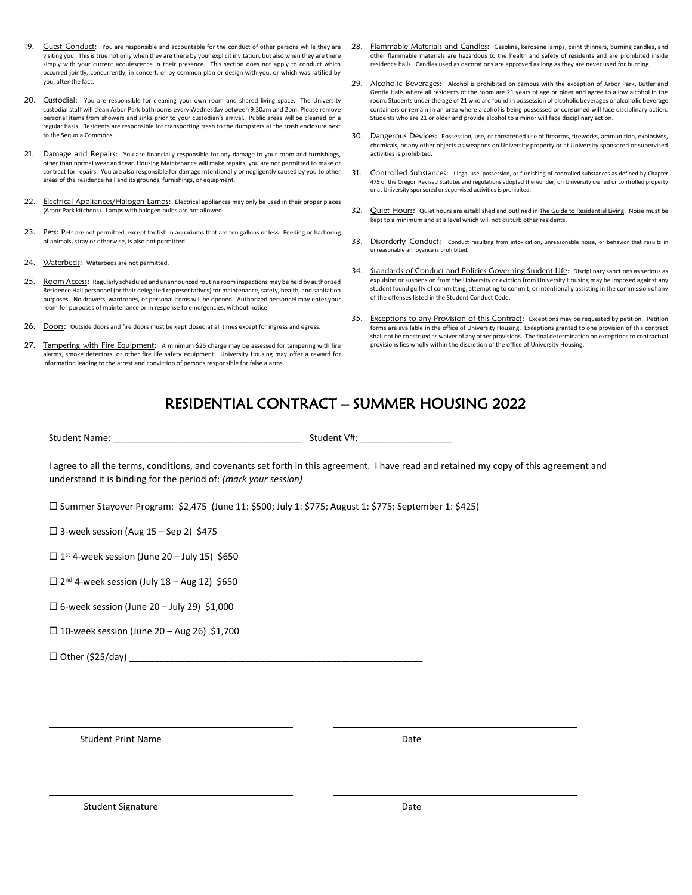19. Guest Conduct: You are responsible and accountable for the conduct of other persons while they are visiting you. This is true not only when they are there by your explicit invitation, but also when they are there simply with your current acquiescence in their presence. This section does not apply to conduct which occurred jointly, concurrently, in concert, or by common plan or design with you, or which was ratified by you, after the fact.

20. Custodial: You are responsible for cleaning your own room and shared living space. The University custodial staff will clean Arbor Park bathrooms every Wednesday between 9:30am and 2pm. Please remove personal items from showers and sinks prior to your custodian's arrival. Public areas will be cleaned on a regular basis. Residents are responsible for transporting trash to the dumpsters at the trash enclosure next to the Sequoia Commons.

21. Damage and Repairs: You are financially responsible for any damage to your room and furnishings, other than normal wear and tear. Housing Maintenance will make repairs; you are not permitted to make or contract for repairs. You are also responsible for damage intentionally or negligently caused by you to other areas of the residence hall and its grounds, furnishings, or equipment.

22. Electrical Appliances/Halogen Lamps: Electrical appliances may only be used in their proper places (Arbor Park kitchens). Lamps with halogen bulbs are not allowed.

23. Pets: Pets are not permitted, except for fish in aquariums that are ten gallons or less. Feeding or harboring of animals, stray or otherwise, is also not permitted.

24. Waterbeds: Waterbeds are not permitted.

25. Room Access: Regularly scheduled and unannounced routine room inspections may be held by authorized Residence Hall personnel (or their delegated representatives) for maintenance, safety, health, and sanitation purposes. No drawers, wardrobes, or personal items will be opened. Authorized personnel may enter your room for purposes of maintenance or in response to emergencies, without notice.

26. Doors: Outside doors and fire doors must be kept closed at all times except for ingress and egress.

27. Tampering with Fire Equipment: A minimum $25 charge may be assessed for tampering with fire alarms, smoke detectors, or other fire life safety equipment. University Housing may offer a reward for information leading to the arrest and conviction of persons responsible for false alarms.

28. Flammable Materials and Candles: Gasoline, kerosene lamps, paint thinners, burning candles, and other flammable materials are hazardous to the health and safety of residents and are prohibited inside residence halls. Candles used as decorations are approved as long as they are never used for burning.

29. Alcoholic Beverages: Alcohol is prohibited on campus with the exception of Arbor Park, Butler and Gentle Halls where all residents of the room are 21 years of age or older and agree to allow alcohol in the room. Students under the age of 21 who are found in possession of alcoholic beverages or alcoholic beverage containers or remain in an area where alcohol is being possessed or consumed will face disciplinary action. Students who are 21 or older and provide alcohol to a minor will face disciplinary action.

30. Dangerous Devices: Possession, use, or threatened use of firearms, fireworks, ammunition, explosives, chemicals, or any other objects as weapons on University property or at University sponsored or supervised activities is prohibited.

31. Controlled Substances: Illegal use, possession, or furnishing of controlled substances as defined by Chapter 475 of the Oregon Revised Statutes and regulations adopted thereunder, on University owned or controlled property or at University sponsored or supervised activities is prohibited.

32. Quiet Hours: Quiet hours are established and outlined in The Guide to Residential Living. Noise must be kept to a minimum and at a level which will not disturb other residents.

33. Disorderly Conduct: Conduct resulting from intoxication, unreasonable noise, or behavior that results in unreasonable annoyance is prohibited.

34. Standards of Conduct and Policies Governing Student Life: Disciplinary sanctions as serious as expulsion or suspension from the University or eviction from University Housing may be imposed against any student found guilty of committing, attempting to commit, or intentionally assisting in the commission of any of the offenses listed in the Student Conduct Code.

35. Exceptions to any Provision of this Contract: Exceptions may be requested by petition. Petition forms are available in the office of University Housing. Exceptions granted to one provision of this contract shall not be construed as waiver of any other provisions. The final determination on exceptions to contractual provisions lies wholly within the discretion of the office of University Housing.

# RESIDENTIAL CONTRACT – SUMMER HOUSING 2022

Student Name: ______________________________________ Student V#: __________________

I agree to all the terms, conditions, and covenants set forth in this agreement. I have read and retained my copy of this agreement and understand it is binding for the period of: *(mark your session)*

☐ Summer Stayover Program: $2,475 (June 11: $500; July 1: $775; August 1: $775; September 1: $425)

☐ 3-week session (Aug 15 – Sep 2) $475

☐ 1st 4-week session (June 20 – July 15) $650

☐ 2nd 4-week session (July 18 – Aug 12) $650

☐ 6-week session (June 20 – July 29) $1,000

☐ 10-week session (June 20 – Aug 26) $1,700

☐ Other ($25/day) ____________________________________________________________

______________________________________ ______________________________________

Student Print Name Date

______________________________________ ______________________________________

Student Signature Date